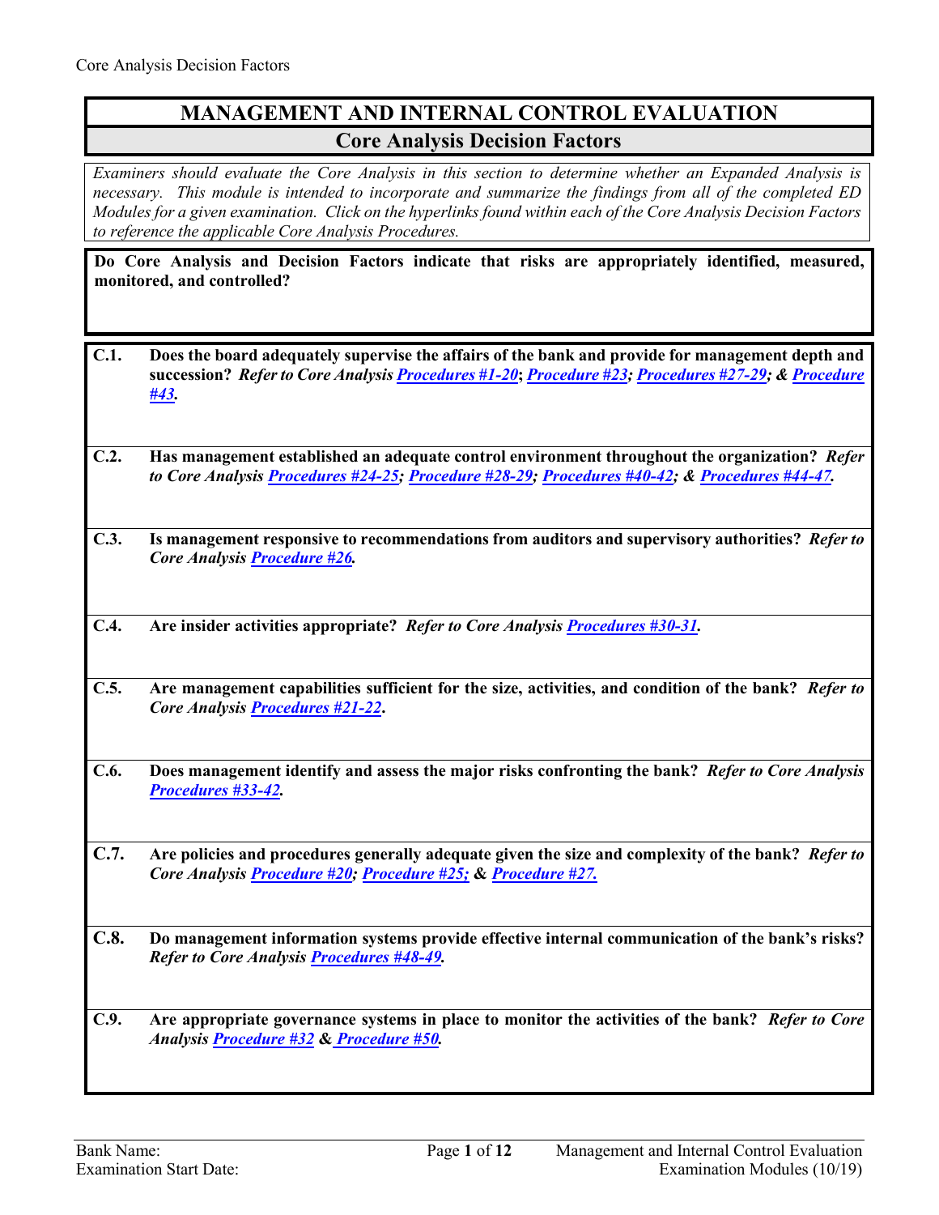# MANAGEMENT AND INTERNAL CONTROL EVALUATION

## Core Analysis Decision Factors

*Examiners should evaluate the Core Analysis in this section to determine whether an Expanded Analysis is necessary. This module is intended to incorporate and summarize the findings from all of the completed ED Modules for a given examination. Click on the hyperlinks found within each of the Core Analysis Decision Factors to reference the applicable Core Analysis Procedures.*

**Do Core Analysis and Decision Factors indicate that risks are appropriately identified, measured, monitored, and controlled?**

**C.1. Does the board adequately supervise the affairs of the bank and provide for management depth and succession?** ***Refer to Core Analysis Procedures #1-20; Procedure #23; Procedures #27-29; & Procedure #43.***

**C.2. Has management established an adequate control environment throughout the organization?** ***Refer to Core Analysis Procedures #24-25; Procedure #28-29; Procedures #40-42; & Procedures #44-47.***

**C.3. Is management responsive to recommendations from auditors and supervisory authorities?** ***Refer to Core Analysis Procedure #26.***

**C.4. Are insider activities appropriate?** ***Refer to Core Analysis Procedures #30-31.***

**C.5. Are management capabilities sufficient for the size, activities, and condition of the bank?** ***Refer to Core Analysis Procedures #21-22.***

**C.6. Does management identify and assess the major risks confronting the bank?** ***Refer to Core Analysis Procedures #33-42.***

**C.7. Are policies and procedures generally adequate given the size and complexity of the bank?** ***Refer to Core Analysis Procedure #20; Procedure #25; & Procedure #27.***

**C.8. Do management information systems provide effective internal communication of the bank's risks?** ***Refer to Core Analysis Procedures #48-49.***

**C.9. Are appropriate governance systems in place to monitor the activities of the bank?** ***Refer to Core Analysis Procedure #32 & Procedure #50.***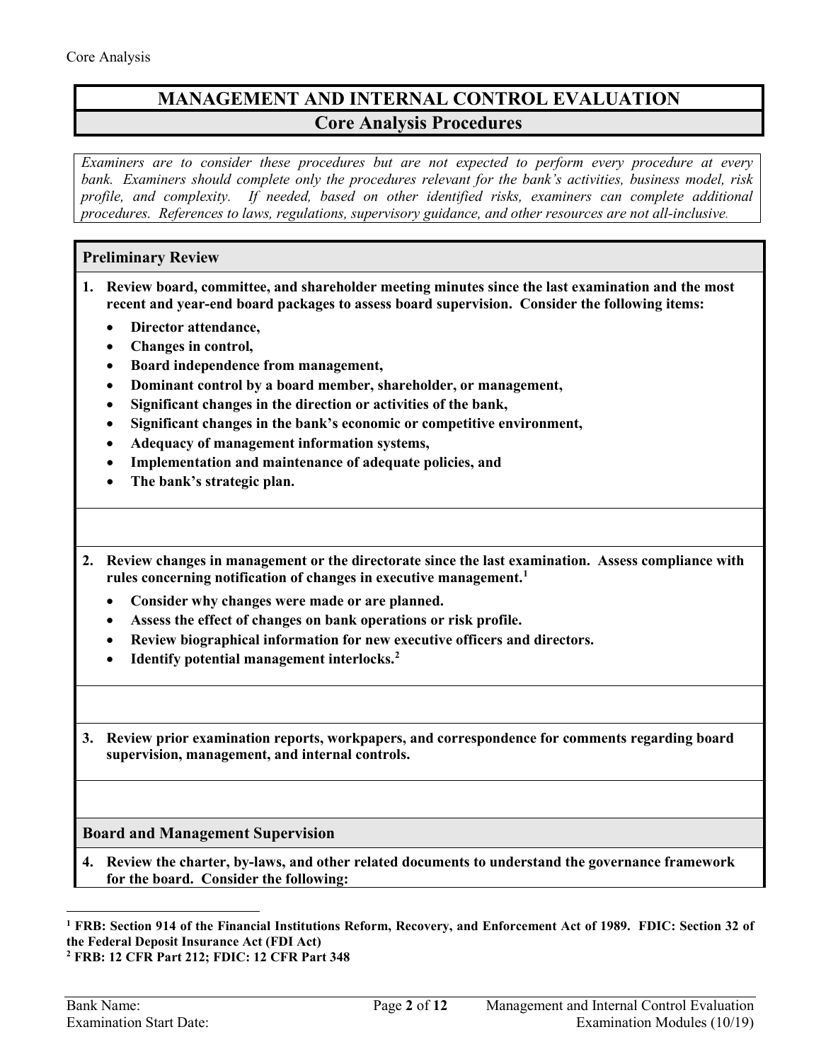## MANAGEMENT AND INTERNAL CONTROL EVALUATION

### Core Analysis Procedures

*Examiners are to consider these procedures but are not expected to perform every procedure at every bank. Examiners should complete only the procedures relevant for the bank's activities, business model, risk profile, and complexity. If needed, based on other identified risks, examiners can complete additional procedures. References to laws, regulations, supervisory guidance, and other resources are not all-inclusive.*

#### Preliminary Review

**1. Review board, committee, and shareholder meeting minutes since the last examination and the most recent and year-end board packages to assess board supervision. Consider the following items:**

- **Director attendance,**
- **Changes in control,**
- **Board independence from management,**
- **Dominant control by a board member, shareholder, or management,**
- **Significant changes in the direction or activities of the bank,**
- **Significant changes in the bank's economic or competitive environment,**
- **Adequacy of management information systems,**
- **Implementation and maintenance of adequate policies, and**
- **The bank's strategic plan.**

**2. Review changes in management or the directorate since the last examination. Assess compliance with rules concerning notification of changes in executive management.[1]**

- **Consider why changes were made or are planned.**
- **Assess the effect of changes on bank operations or risk profile.**
- **Review biographical information for new executive officers and directors.**
- **Identify potential management interlocks.[2]**

**3. Review prior examination reports, workpapers, and correspondence for comments regarding board supervision, management, and internal controls.**

#### Board and Management Supervision

**4. Review the charter, by-laws, and other related documents to understand the governance framework for the board. Consider the following:**

---

**[1] FRB: Section 914 of the Financial Institutions Reform, Recovery, and Enforcement Act of 1989. FDIC: Section 32 of the Federal Deposit Insurance Act (FDI Act)**

**[2] FRB: 12 CFR Part 212; FDIC: 12 CFR Part 348**

Bank Name:

Examination Start Date: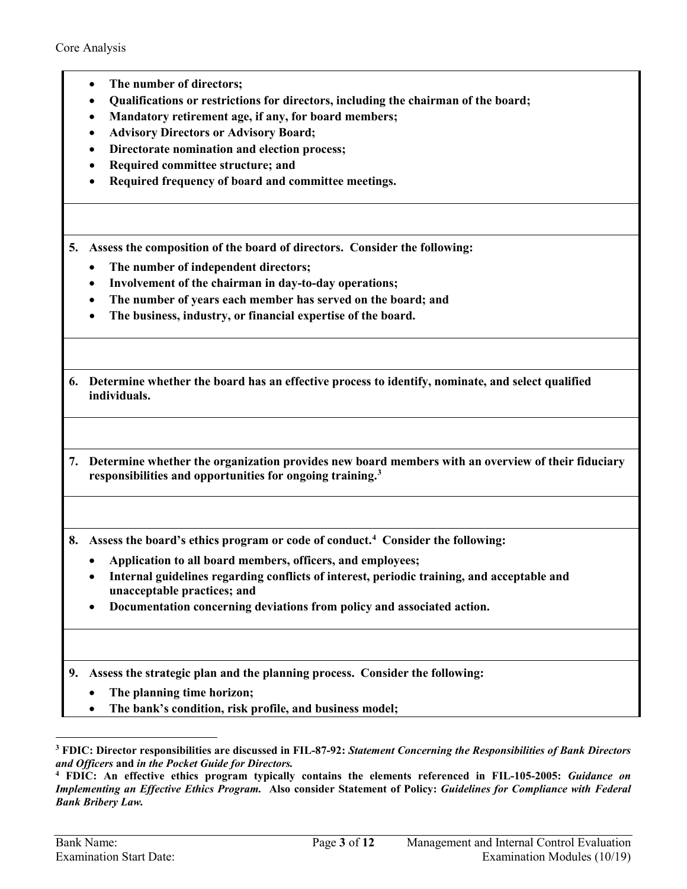- **The number of directors;**
- **Qualifications or restrictions for directors, including the chairman of the board;**
- **Mandatory retirement age, if any, for board members;**
- **Advisory Directors or Advisory Board;**
- **Directorate nomination and election process;**
- **Required committee structure; and**
- **Required frequency of board and committee meetings.**

**5. Assess the composition of the board of directors. Consider the following:**

- **The number of independent directors;**
- **Involvement of the chairman in day-to-day operations;**
- **The number of years each member has served on the board; and**
- **The business, industry, or financial expertise of the board.**

**6. Determine whether the board has an effective process to identify, nominate, and select qualified individuals.**

**7. Determine whether the organization provides new board members with an overview of their fiduciary responsibilities and opportunities for ongoing training.[3]**

**8. Assess the board's ethics program or code of conduct.[4] Consider the following:**

- **Application to all board members, officers, and employees;**
- **Internal guidelines regarding conflicts of interest, periodic training, and acceptable and unacceptable practices; and**
- **Documentation concerning deviations from policy and associated action.**

**9. Assess the strategic plan and the planning process. Consider the following:**

- **The planning time horizon;**
- **The bank's condition, risk profile, and business model;**

---

[3] **FDIC: Director responsibilities are discussed in FIL-87-92:** ***Statement Concerning the Responsibilities of Bank Directors and Officers*** **and** ***in the Pocket Guide for Directors.***

[4] **FDIC: An effective ethics program typically contains the elements referenced in FIL-105-2005:** ***Guidance on Implementing an Effective Ethics Program.*** **Also consider Statement of Policy:** ***Guidelines for Compliance with Federal Bank Bribery Law.***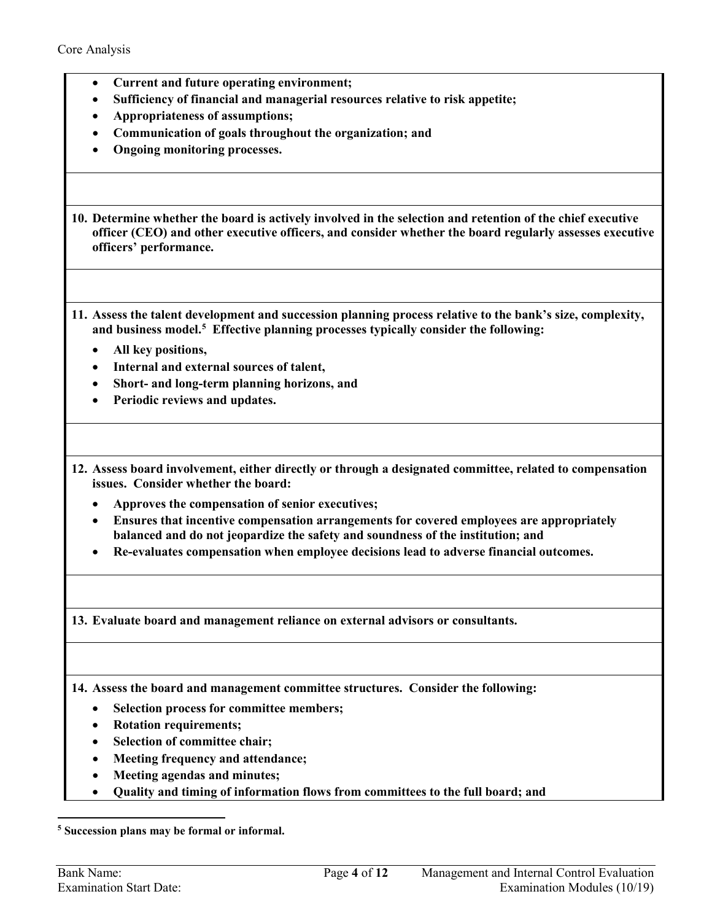- **Current and future operating environment;**
- **Sufficiency of financial and managerial resources relative to risk appetite;**
- **Appropriateness of assumptions;**
- **Communication of goals throughout the organization; and**
- **Ongoing monitoring processes.**

**10. Determine whether the board is actively involved in the selection and retention of the chief executive officer (CEO) and other executive officers, and consider whether the board regularly assesses executive officers' performance.**

**11. Assess the talent development and succession planning process relative to the bank's size, complexity, and business model.[5] Effective planning processes typically consider the following:**

- **All key positions,**
- **Internal and external sources of talent,**
- **Short- and long-term planning horizons, and**
- **Periodic reviews and updates.**

**12. Assess board involvement, either directly or through a designated committee, related to compensation issues. Consider whether the board:**

- **Approves the compensation of senior executives;**
- **Ensures that incentive compensation arrangements for covered employees are appropriately balanced and do not jeopardize the safety and soundness of the institution; and**
- **Re-evaluates compensation when employee decisions lead to adverse financial outcomes.**

**13. Evaluate board and management reliance on external advisors or consultants.**

**14. Assess the board and management committee structures. Consider the following:**

- **Selection process for committee members;**
- **Rotation requirements;**
- **Selection of committee chair;**
- **Meeting frequency and attendance;**
- **Meeting agendas and minutes;**
- **Quality and timing of information flows from committees to the full board; and**

---

[5] **Succession plans may be formal or informal.**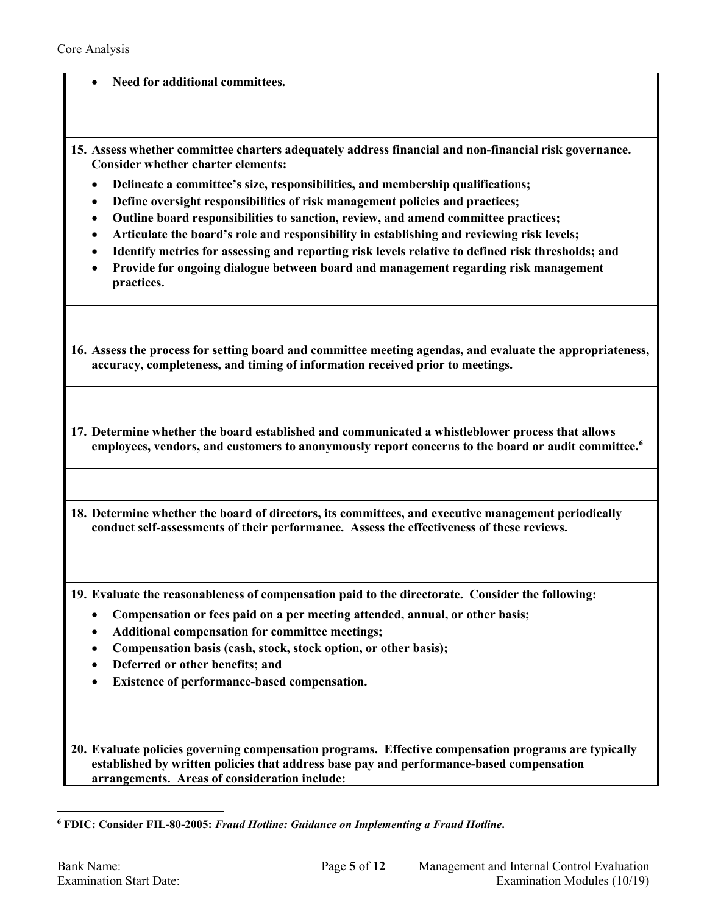- **Need for additional committees.**

**15. Assess whether committee charters adequately address financial and non-financial risk governance. Consider whether charter elements:**

- **Delineate a committee's size, responsibilities, and membership qualifications;**
- **Define oversight responsibilities of risk management policies and practices;**
- **Outline board responsibilities to sanction, review, and amend committee practices;**
- **Articulate the board's role and responsibility in establishing and reviewing risk levels;**
- **Identify metrics for assessing and reporting risk levels relative to defined risk thresholds; and**
- **Provide for ongoing dialogue between board and management regarding risk management practices.**

**16. Assess the process for setting board and committee meeting agendas, and evaluate the appropriateness, accuracy, completeness, and timing of information received prior to meetings.**

**17. Determine whether the board established and communicated a whistleblower process that allows employees, vendors, and customers to anonymously report concerns to the board or audit committee.[6]**

**18. Determine whether the board of directors, its committees, and executive management periodically conduct self-assessments of their performance. Assess the effectiveness of these reviews.**

**19. Evaluate the reasonableness of compensation paid to the directorate. Consider the following:**

- **Compensation or fees paid on a per meeting attended, annual, or other basis;**
- **Additional compensation for committee meetings;**
- **Compensation basis (cash, stock, stock option, or other basis);**
- **Deferred or other benefits; and**
- **Existence of performance-based compensation.**

**20. Evaluate policies governing compensation programs. Effective compensation programs are typically established by written policies that address base pay and performance-based compensation arrangements. Areas of consideration include:**

---

[6] **FDIC: Consider FIL-80-2005: *Fraud Hotline: Guidance on Implementing a Fraud Hotline*.**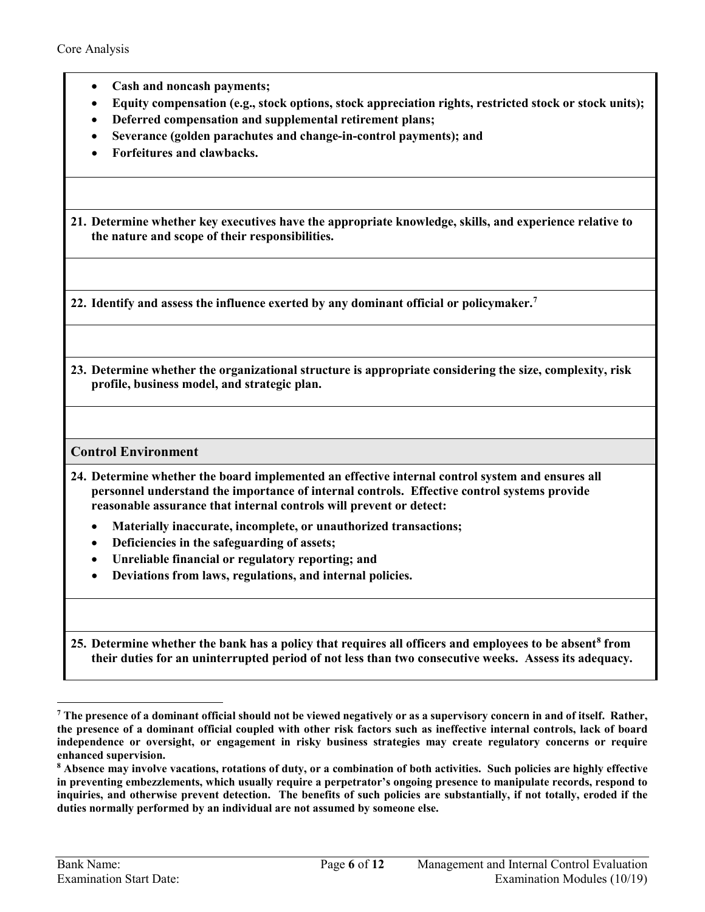- **Cash and noncash payments;**
- **Equity compensation (e.g., stock options, stock appreciation rights, restricted stock or stock units);**
- **Deferred compensation and supplemental retirement plans;**
- **Severance (golden parachutes and change-in-control payments); and**
- **Forfeitures and clawbacks.**

**21. Determine whether key executives have the appropriate knowledge, skills, and experience relative to the nature and scope of their responsibilities.**

**22. Identify and assess the influence exerted by any dominant official or policymaker.[7]**

**23. Determine whether the organizational structure is appropriate considering the size, complexity, risk profile, business model, and strategic plan.**

## Control Environment

**24. Determine whether the board implemented an effective internal control system and ensures all personnel understand the importance of internal controls. Effective control systems provide reasonable assurance that internal controls will prevent or detect:**

- **Materially inaccurate, incomplete, or unauthorized transactions;**
- **Deficiencies in the safeguarding of assets;**
- **Unreliable financial or regulatory reporting; and**
- **Deviations from laws, regulations, and internal policies.**

**25. Determine whether the bank has a policy that requires all officers and employees to be absent[8] from their duties for an uninterrupted period of not less than two consecutive weeks. Assess its adequacy.**

---

**[7] The presence of a dominant official should not be viewed negatively or as a supervisory concern in and of itself. Rather, the presence of a dominant official coupled with other risk factors such as ineffective internal controls, lack of board independence or oversight, or engagement in risky business strategies may create regulatory concerns or require enhanced supervision.**

**[8] Absence may involve vacations, rotations of duty, or a combination of both activities. Such policies are highly effective in preventing embezzlements, which usually require a perpetrator's ongoing presence to manipulate records, respond to inquiries, and otherwise prevent detection. The benefits of such policies are substantially, if not totally, eroded if the duties normally performed by an individual are not assumed by someone else.**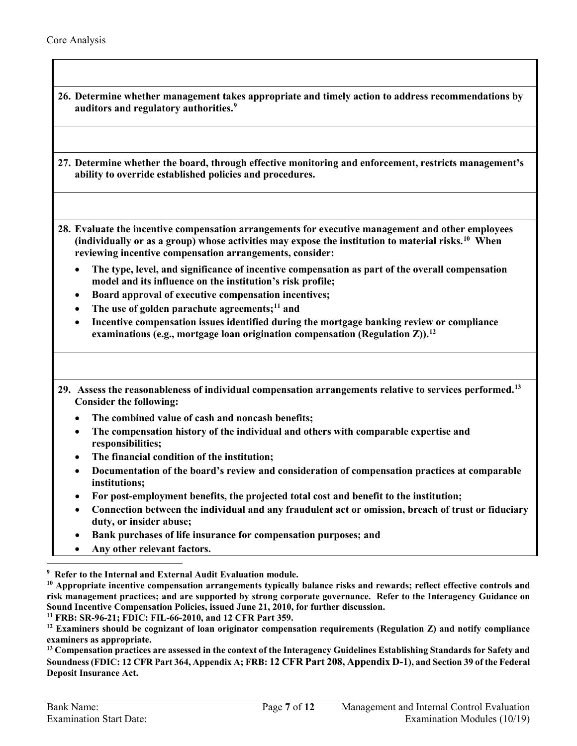**26. Determine whether management takes appropriate and timely action to address recommendations by auditors and regulatory authorities.[9]**

**27. Determine whether the board, through effective monitoring and enforcement, restricts management's ability to override established policies and procedures.**

**28. Evaluate the incentive compensation arrangements for executive management and other employees (individually or as a group) whose activities may expose the institution to material risks.[10] When reviewing incentive compensation arrangements, consider:**

- **The type, level, and significance of incentive compensation as part of the overall compensation model and its influence on the institution's risk profile;**
- **Board approval of executive compensation incentives;**
- **The use of golden parachute agreements;[11] and**
- **Incentive compensation issues identified during the mortgage banking review or compliance examinations (e.g., mortgage loan origination compensation (Regulation Z)).[12]**

**29. Assess the reasonableness of individual compensation arrangements relative to services performed.[13] Consider the following:**

- **The combined value of cash and noncash benefits;**
- **The compensation history of the individual and others with comparable expertise and responsibilities;**
- **The financial condition of the institution;**
- **Documentation of the board's review and consideration of compensation practices at comparable institutions;**
- **For post-employment benefits, the projected total cost and benefit to the institution;**
- **Connection between the individual and any fraudulent act or omission, breach of trust or fiduciary duty, or insider abuse;**
- **Bank purchases of life insurance for compensation purposes; and**
- **Any other relevant factors.**

---

[9] Refer to the Internal and External Audit Evaluation module.

[10] Appropriate incentive compensation arrangements typically balance risks and rewards; reflect effective controls and risk management practices; and are supported by strong corporate governance. Refer to the Interagency Guidance on Sound Incentive Compensation Policies, issued June 21, 2010, for further discussion.

[11] FRB: SR-96-21; FDIC: FIL-66-2010, and 12 CFR Part 359.

[12] Examiners should be cognizant of loan originator compensation requirements (Regulation Z) and notify compliance examiners as appropriate.

[13] Compensation practices are assessed in the context of the Interagency Guidelines Establishing Standards for Safety and Soundness (FDIC: 12 CFR Part 364, Appendix A; FRB: 12 CFR Part 208, Appendix D-1), and Section 39 of the Federal Deposit Insurance Act.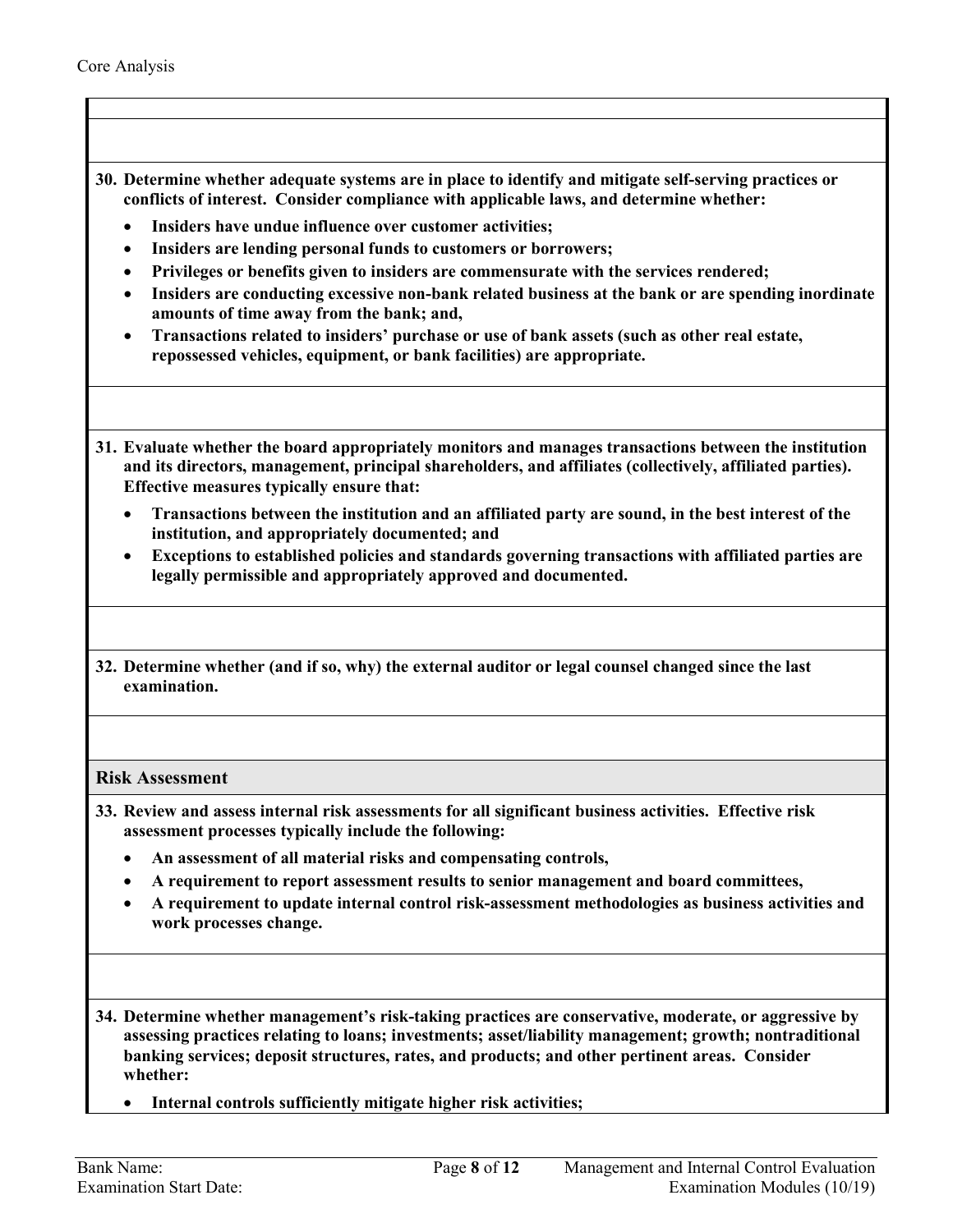**30. Determine whether adequate systems are in place to identify and mitigate self-serving practices or conflicts of interest. Consider compliance with applicable laws, and determine whether:**

- **Insiders have undue influence over customer activities;**
- **Insiders are lending personal funds to customers or borrowers;**
- **Privileges or benefits given to insiders are commensurate with the services rendered;**
- **Insiders are conducting excessive non-bank related business at the bank or are spending inordinate amounts of time away from the bank; and,**
- **Transactions related to insiders' purchase or use of bank assets (such as other real estate, repossessed vehicles, equipment, or bank facilities) are appropriate.**

**31. Evaluate whether the board appropriately monitors and manages transactions between the institution and its directors, management, principal shareholders, and affiliates (collectively, affiliated parties). Effective measures typically ensure that:**

- **Transactions between the institution and an affiliated party are sound, in the best interest of the institution, and appropriately documented; and**
- **Exceptions to established policies and standards governing transactions with affiliated parties are legally permissible and appropriately approved and documented.**

**32. Determine whether (and if so, why) the external auditor or legal counsel changed since the last examination.**

## Risk Assessment

**33. Review and assess internal risk assessments for all significant business activities. Effective risk assessment processes typically include the following:**

- **An assessment of all material risks and compensating controls,**
- **A requirement to report assessment results to senior management and board committees,**
- **A requirement to update internal control risk-assessment methodologies as business activities and work processes change.**

**34. Determine whether management's risk-taking practices are conservative, moderate, or aggressive by assessing practices relating to loans; investments; asset/liability management; growth; nontraditional banking services; deposit structures, rates, and products; and other pertinent areas. Consider whether:**

- **Internal controls sufficiently mitigate higher risk activities;**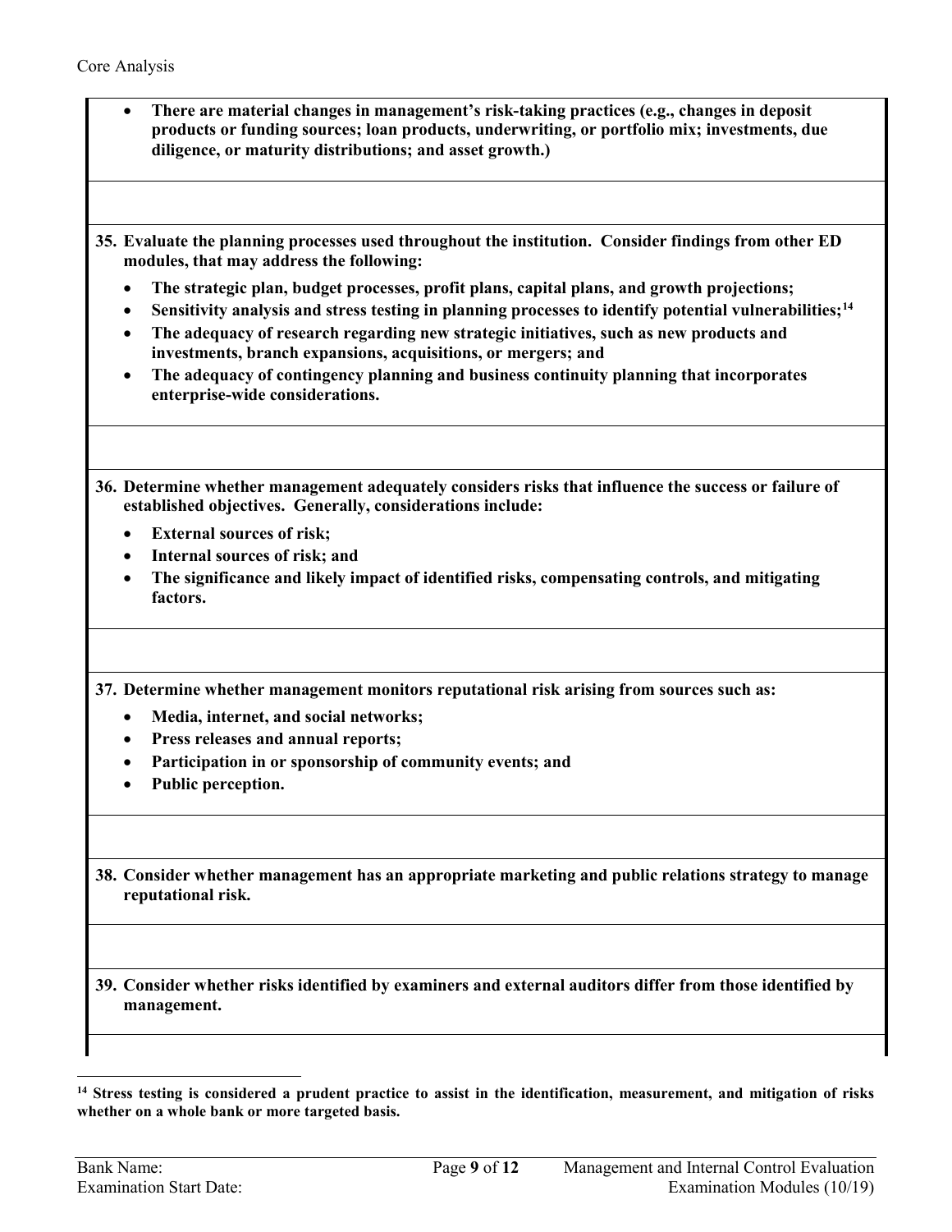- **There are material changes in management's risk-taking practices (e.g., changes in deposit products or funding sources; loan products, underwriting, or portfolio mix; investments, due diligence, or maturity distributions; and asset growth.)**

**35. Evaluate the planning processes used throughout the institution. Consider findings from other ED modules, that may address the following:**

- **The strategic plan, budget processes, profit plans, capital plans, and growth projections;**
- **Sensitivity analysis and stress testing in planning processes to identify potential vulnerabilities;[14]**
- **The adequacy of research regarding new strategic initiatives, such as new products and investments, branch expansions, acquisitions, or mergers; and**
- **The adequacy of contingency planning and business continuity planning that incorporates enterprise-wide considerations.**

**36. Determine whether management adequately considers risks that influence the success or failure of established objectives. Generally, considerations include:**

- **External sources of risk;**
- **Internal sources of risk; and**
- **The significance and likely impact of identified risks, compensating controls, and mitigating factors.**

**37. Determine whether management monitors reputational risk arising from sources such as:**

- **Media, internet, and social networks;**
- **Press releases and annual reports;**
- **Participation in or sponsorship of community events; and**
- **Public perception.**

**38. Consider whether management has an appropriate marketing and public relations strategy to manage reputational risk.**

**39. Consider whether risks identified by examiners and external auditors differ from those identified by management.**

---

**[14] Stress testing is considered a prudent practice to assist in the identification, measurement, and mitigation of risks whether on a whole bank or more targeted basis.**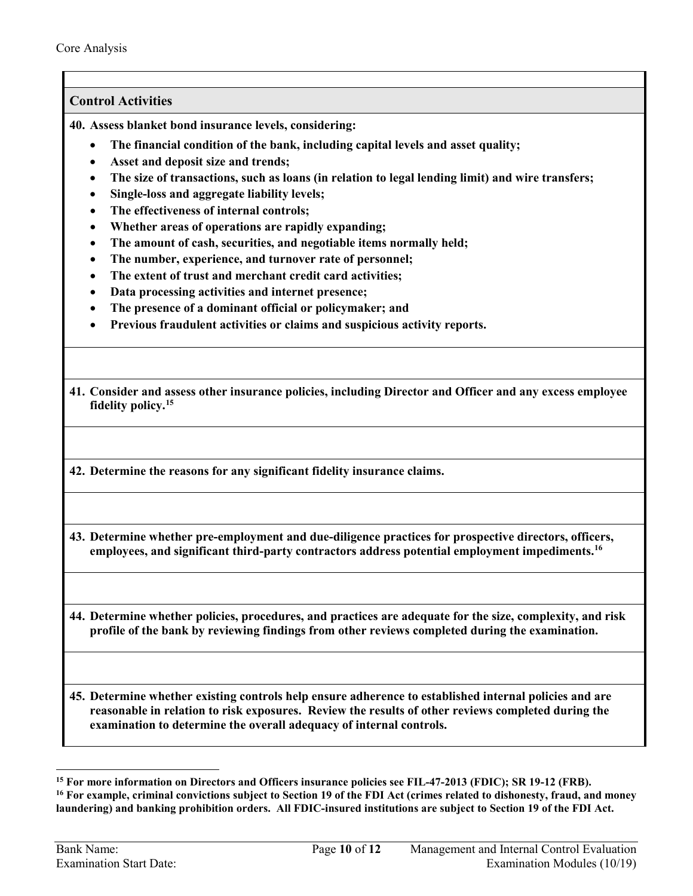## Control Activities

**40. Assess blanket bond insurance levels, considering:**

- **The financial condition of the bank, including capital levels and asset quality;**
- **Asset and deposit size and trends;**
- **The size of transactions, such as loans (in relation to legal lending limit) and wire transfers;**
- **Single-loss and aggregate liability levels;**
- **The effectiveness of internal controls;**
- **Whether areas of operations are rapidly expanding;**
- **The amount of cash, securities, and negotiable items normally held;**
- **The number, experience, and turnover rate of personnel;**
- **The extent of trust and merchant credit card activities;**
- **Data processing activities and internet presence;**
- **The presence of a dominant official or policymaker; and**
- **Previous fraudulent activities or claims and suspicious activity reports.**

**41. Consider and assess other insurance policies, including Director and Officer and any excess employee fidelity policy.[15]**

**42. Determine the reasons for any significant fidelity insurance claims.**

**43. Determine whether pre-employment and due-diligence practices for prospective directors, officers, employees, and significant third-party contractors address potential employment impediments.[16]**

**44. Determine whether policies, procedures, and practices are adequate for the size, complexity, and risk profile of the bank by reviewing findings from other reviews completed during the examination.**

**45. Determine whether existing controls help ensure adherence to established internal policies and are reasonable in relation to risk exposures. Review the results of other reviews completed during the examination to determine the overall adequacy of internal controls.**

---

**[15] For more information on Directors and Officers insurance policies see FIL-47-2013 (FDIC); SR 19-12 (FRB).**

**[16] For example, criminal convictions subject to Section 19 of the FDI Act (crimes related to dishonesty, fraud, and money laundering) and banking prohibition orders. All FDIC-insured institutions are subject to Section 19 of the FDI Act.**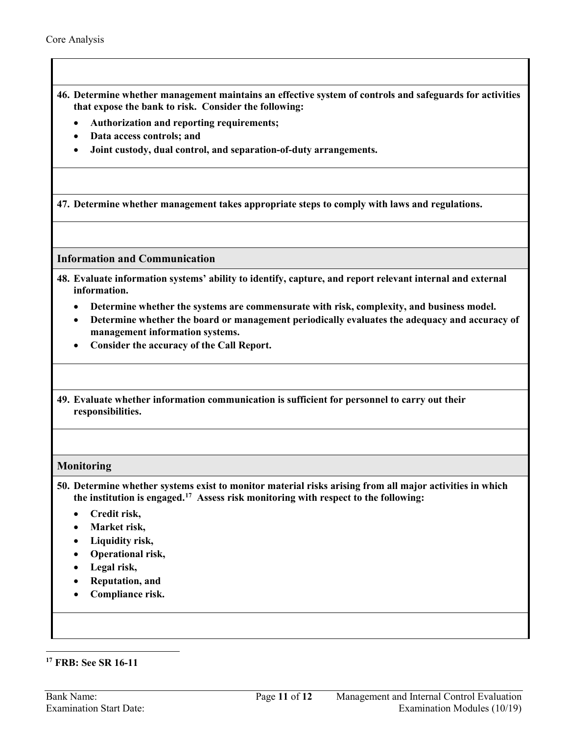**46. Determine whether management maintains an effective system of controls and safeguards for activities that expose the bank to risk. Consider the following:**

- **Authorization and reporting requirements;**
- **Data access controls; and**
- **Joint custody, dual control, and separation-of-duty arrangements.**

**47. Determine whether management takes appropriate steps to comply with laws and regulations.**

### Information and Communication

**48. Evaluate information systems' ability to identify, capture, and report relevant internal and external information.**

- **Determine whether the systems are commensurate with risk, complexity, and business model.**
- **Determine whether the board or management periodically evaluates the adequacy and accuracy of management information systems.**
- **Consider the accuracy of the Call Report.**

**49. Evaluate whether information communication is sufficient for personnel to carry out their responsibilities.**

### Monitoring

**50. Determine whether systems exist to monitor material risks arising from all major activities in which the institution is engaged.[17] Assess risk monitoring with respect to the following:**

- **Credit risk,**
- **Market risk,**
- **Liquidity risk,**
- **Operational risk,**
- **Legal risk,**
- **Reputation, and**
- **Compliance risk.**

---

[17] **FRB: See SR 16-11**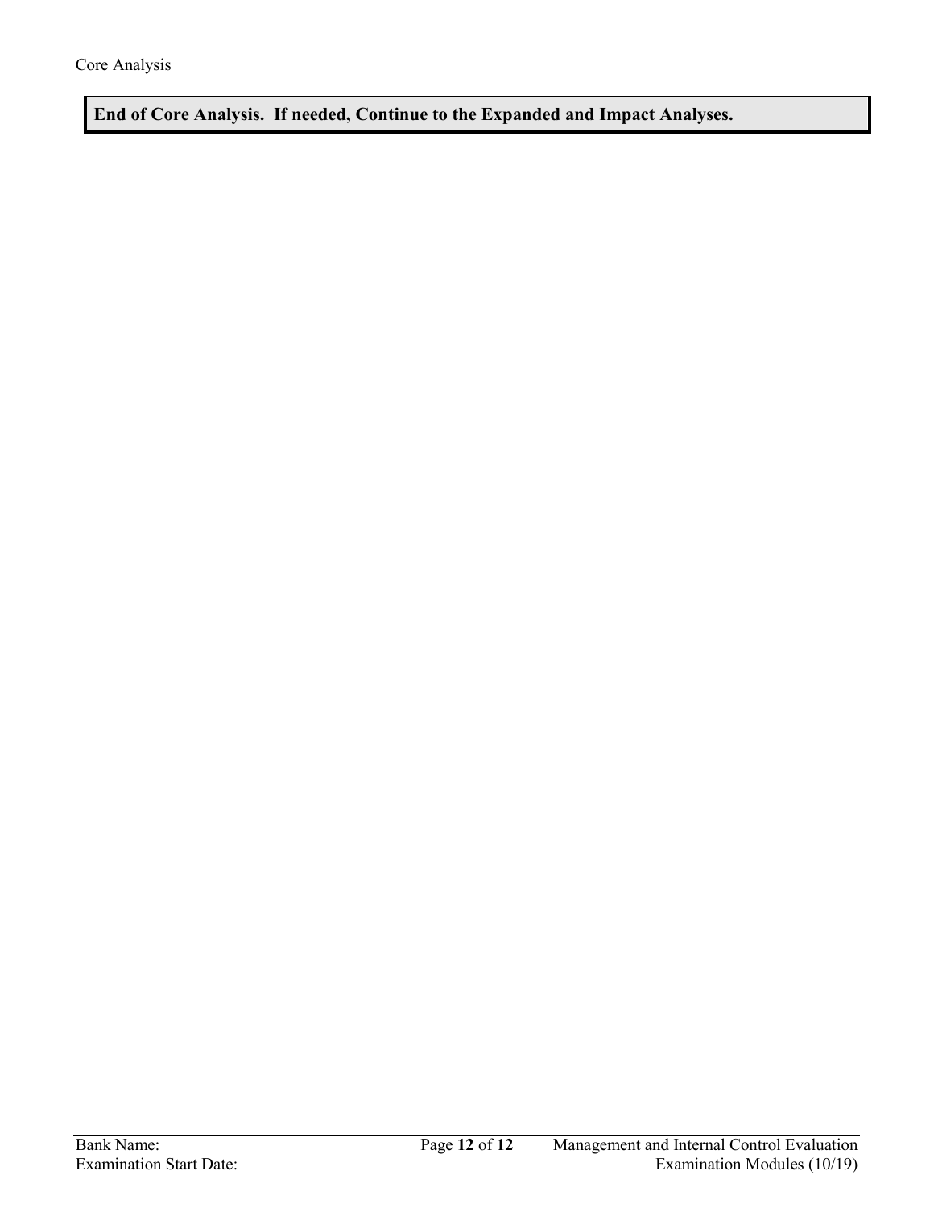**End of Core Analysis. If needed, Continue to the Expanded and Impact Analyses.**